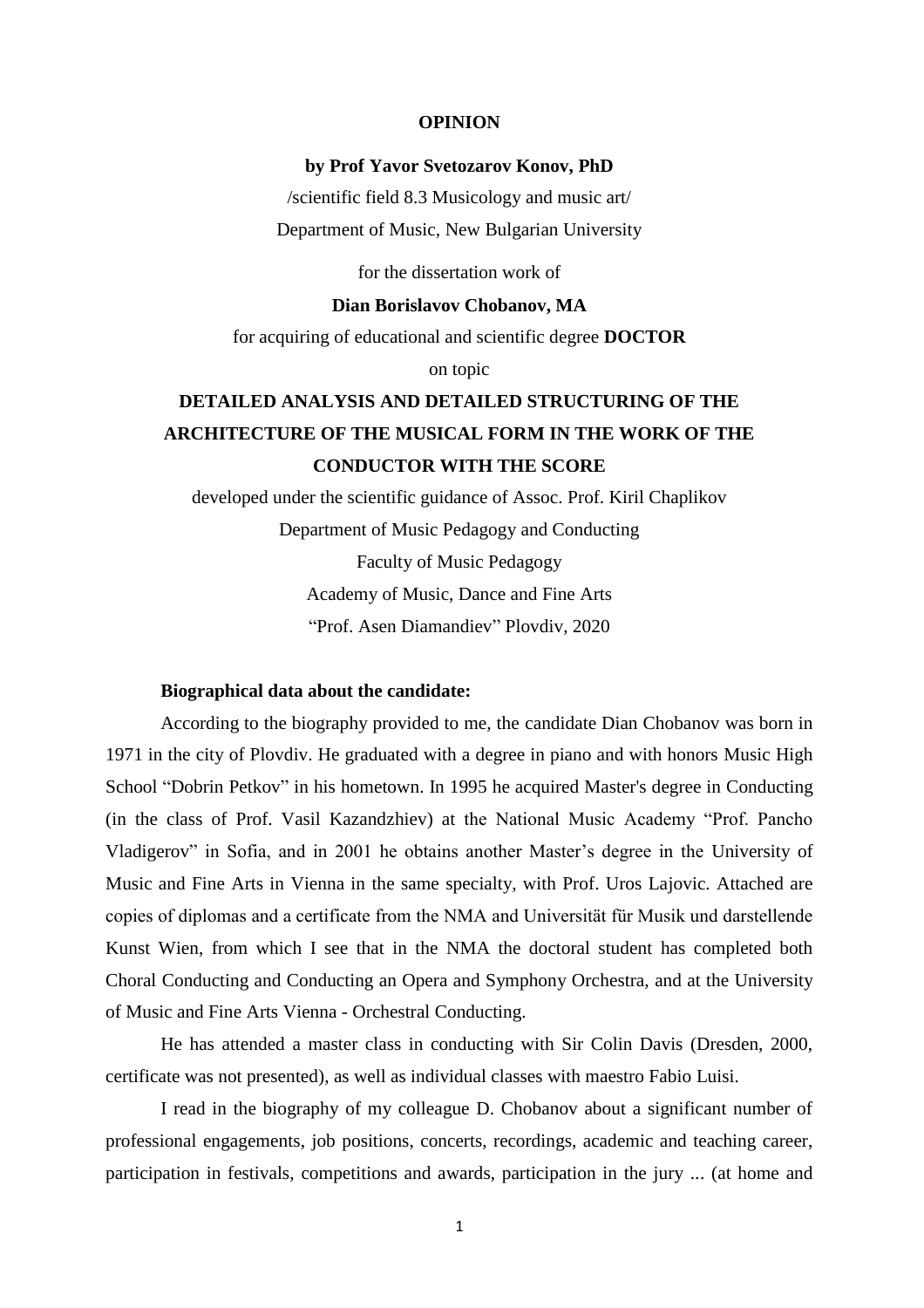# OPINION

**by Prof Yavor Svetozarov Konov, PhD**

/scientific field 8.3 Musicology and music art/

Department of Music, New Bulgarian University

for the dissertation work of

**Dian Borislavov Chobanov, MA**

for acquiring of educational and scientific degree **DOCTOR**

on topic

**DETAILED ANALYSIS AND DETAILED STRUCTURING OF THE ARCHITECTURE OF THE MUSICAL FORM IN THE WORK OF THE CONDUCTOR WITH THE SCORE**

developed under the scientific guidance of Assoc. Prof. Kiril Chaplikov

Department of Music Pedagogy and Conducting

Faculty of Music Pedagogy

Academy of Music, Dance and Fine Arts

"Prof. Asen Diamandiev" Plovdiv, 2020

**Biographical data about the candidate:**

According to the biography provided to me, the candidate Dian Chobanov was born in 1971 in the city of Plovdiv. He graduated with a degree in piano and with honors Music High School "Dobrin Petkov" in his hometown. In 1995 he acquired Master's degree in Conducting (in the class of Prof. Vasil Kazandzhiev) at the National Music Academy "Prof. Pancho Vladigerov" in Sofia, and in 2001 he obtains another Master's degree in the University of Music and Fine Arts in Vienna in the same specialty, with Prof. Uros Lajovic. Attached are copies of diplomas and a certificate from the NMA and Universität für Musik und darstellende Kunst Wien, from which I see that in the NMA the doctoral student has completed both Choral Conducting and Conducting an Opera and Symphony Orchestra, and at the University of Music and Fine Arts Vienna - Orchestral Conducting.

He has attended a master class in conducting with Sir Colin Davis (Dresden, 2000, certificate was not presented), as well as individual classes with maestro Fabio Luisi.

I read in the biography of my colleague D. Chobanov about a significant number of professional engagements, job positions, concerts, recordings, academic and teaching career, participation in festivals, competitions and awards, participation in the jury ... (at home and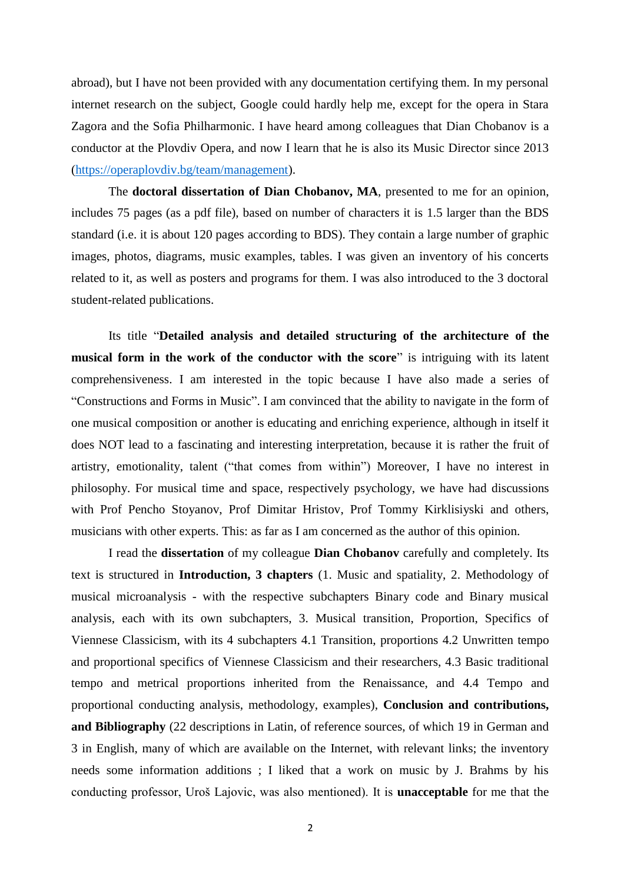abroad), but I have not been provided with any documentation certifying them. In my personal internet research on the subject, Google could hardly help me, except for the opera in Stara Zagora and the Sofia Philharmonic. I have heard among colleagues that Dian Chobanov is a conductor at the Plovdiv Opera, and now I learn that he is also its Music Director since 2013 (https://operaplovdiv.bg/team/management).

The **doctoral dissertation of Dian Chobanov, MA**, presented to me for an opinion, includes 75 pages (as a pdf file), based on number of characters it is 1.5 larger than the BDS standard (i.e. it is about 120 pages according to BDS). They contain a large number of graphic images, photos, diagrams, music examples, tables. I was given an inventory of his concerts related to it, as well as posters and programs for them. I was also introduced to the 3 doctoral student-related publications.

Its title "**Detailed analysis and detailed structuring of the architecture of the musical form in the work of the conductor with the score**" is intriguing with its latent comprehensiveness. I am interested in the topic because I have also made a series of "Constructions and Forms in Music". I am convinced that the ability to navigate in the form of one musical composition or another is educating and enriching experience, although in itself it does NOT lead to a fascinating and interesting interpretation, because it is rather the fruit of artistry, emotionality, talent ("that comes from within") Moreover, I have no interest in philosophy. For musical time and space, respectively psychology, we have had discussions with Prof Pencho Stoyanov, Prof Dimitar Hristov, Prof Tommy Kirklisiyski and others, musicians with other experts. This: as far as I am concerned as the author of this opinion.

I read the **dissertation** of my colleague **Dian Chobanov** carefully and completely. Its text is structured in **Introduction, 3 chapters** (1. Music and spatiality, 2. Methodology of musical microanalysis - with the respective subchapters Binary code and Binary musical analysis, each with its own subchapters, 3. Musical transition, Proportion, Specifics of Viennese Classicism, with its 4 subchapters 4.1 Transition, proportions 4.2 Unwritten tempo and proportional specifics of Viennese Classicism and their researchers, 4.3 Basic traditional tempo and metrical proportions inherited from the Renaissance, and 4.4 Tempo and proportional conducting analysis, methodology, examples), **Conclusion and contributions, and Bibliography** (22 descriptions in Latin, of reference sources, of which 19 in German and 3 in English, many of which are available on the Internet, with relevant links; the inventory needs some information additions ; I liked that a work on music by J. Brahms by his conducting professor, Uroš Lajovic, was also mentioned). It is **unacceptable** for me that the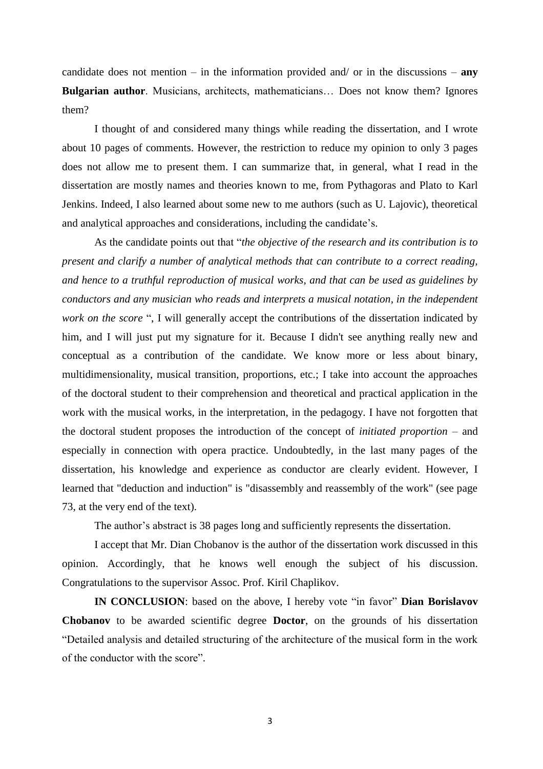candidate does not mention – in the information provided and/ or in the discussions – **any Bulgarian author**. Musicians, architects, mathematicians… Does not know them? Ignores them?

I thought of and considered many things while reading the dissertation, and I wrote about 10 pages of comments. However, the restriction to reduce my opinion to only 3 pages does not allow me to present them. I can summarize that, in general, what I read in the dissertation are mostly names and theories known to me, from Pythagoras and Plato to Karl Jenkins. Indeed, I also learned about some new to me authors (such as U. Lajovic), theoretical and analytical approaches and considerations, including the candidate's.

As the candidate points out that "*the objective of the research and its contribution is to present and clarify a number of analytical methods that can contribute to a correct reading, and hence to a truthful reproduction of musical works, and that can be used as guidelines by conductors and any musician who reads and interprets a musical notation, in the independent work on the score* ", I will generally accept the contributions of the dissertation indicated by him, and I will just put my signature for it. Because I didn't see anything really new and conceptual as a contribution of the candidate. We know more or less about binary, multidimensionality, musical transition, proportions, etc.; I take into account the approaches of the doctoral student to their comprehension and theoretical and practical application in the work with the musical works, in the interpretation, in the pedagogy. I have not forgotten that the doctoral student proposes the introduction of the concept of *initiated proportion* – and especially in connection with opera practice. Undoubtedly, in the last many pages of the dissertation, his knowledge and experience as conductor are clearly evident. However, I learned that "deduction and induction" is "disassembly and reassembly of the work" (see page 73, at the very end of the text).

The author's abstract is 38 pages long and sufficiently represents the dissertation.

I accept that Mr. Dian Chobanov is the author of the dissertation work discussed in this opinion. Accordingly, that he knows well enough the subject of his discussion. Congratulations to the supervisor Assoc. Prof. Kiril Chaplikov.

**IN CONCLUSION**: based on the above, I hereby vote "in favor" **Dian Borislavov Chobanov** to be awarded scientific degree **Doctor**, on the grounds of his dissertation "Detailed analysis and detailed structuring of the architecture of the musical form in the work of the conductor with the score".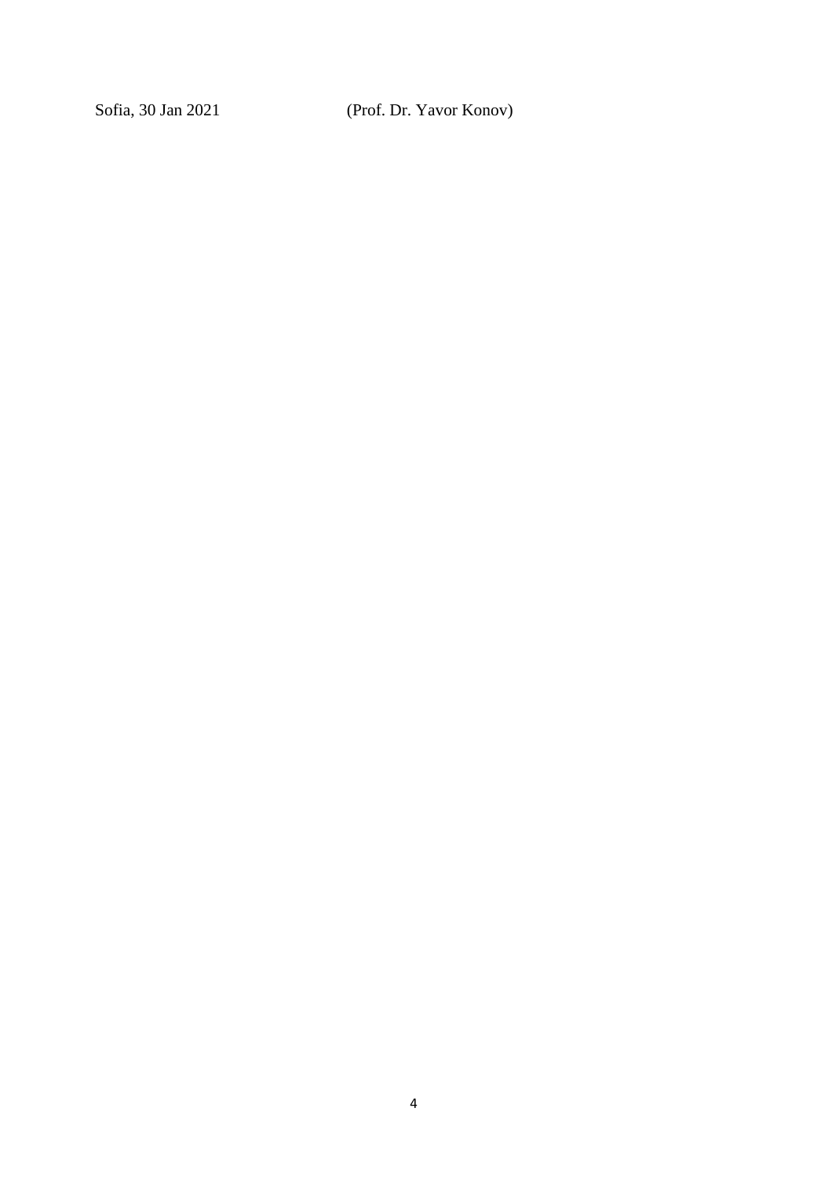Sofia, 30 Jan 2021 (Prof. Dr. Yavor Konov)